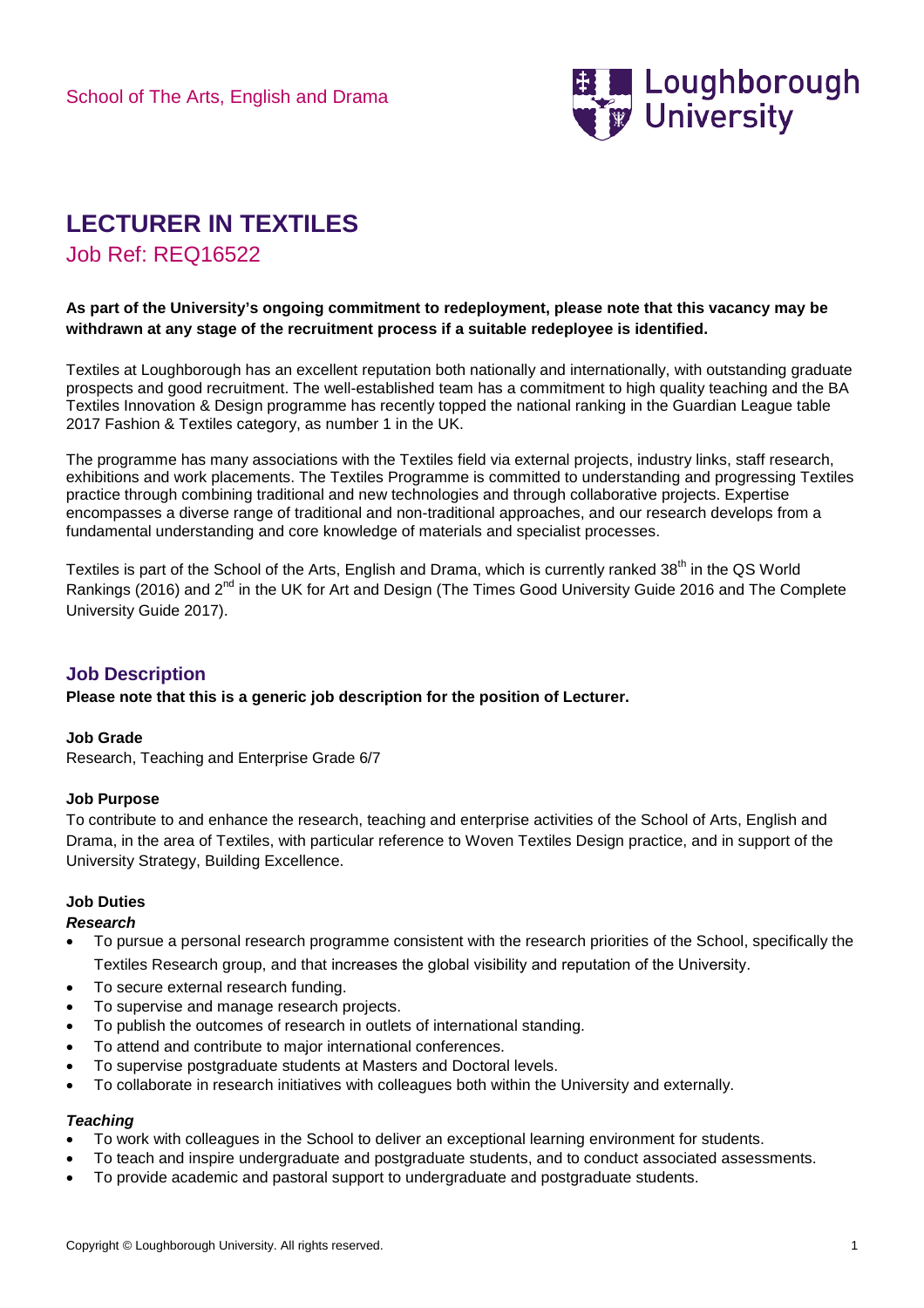School of The Arts, English and Drama

# LECTURER IN TEXTILES

## Job Ref: REQ16522

**As part of the University's ongoing commitment to redeployment, please note that this vacancy may be withdrawn at any stage of the recruitment process if a suitable redeployee is identified.**

Textiles at Loughborough has an excellent reputation both nationally and internationally, with outstanding graduate prospects and good recruitment. The well-established team has a commitment to high quality teaching and the BA Textiles Innovation & Design programme has recently topped the national ranking in the Guardian League table 2017 Fashion & Textiles category, as number 1 in the UK.

The programme has many associations with the Textiles field via external projects, industry links, staff research, exhibitions and work placements. The Textiles Programme is committed to understanding and progressing Textiles practice through combining traditional and new technologies and through collaborative projects. Expertise encompasses a diverse range of traditional and non-traditional approaches, and our research develops from a fundamental understanding and core knowledge of materials and specialist processes.

Textiles is part of the School of the Arts, English and Drama, which is currently ranked 38th in the QS World Rankings (2016) and 2nd in the UK for Art and Design (The Times Good University Guide 2016 and The Complete University Guide 2017).

## Job Description

**Please note that this is a generic job description for the position of Lecturer.**

**Job Grade**

Research, Teaching and Enterprise Grade 6/7

**Job Purpose**

To contribute to and enhance the research, teaching and enterprise activities of the School of Arts, English and Drama, in the area of Textiles, with particular reference to Woven Textiles Design practice, and in support of the University Strategy, Building Excellence.

**Job Duties**

***Research***

- To pursue a personal research programme consistent with the research priorities of the School, specifically the Textiles Research group, and that increases the global visibility and reputation of the University.
- To secure external research funding.
- To supervise and manage research projects.
- To publish the outcomes of research in outlets of international standing.
- To attend and contribute to major international conferences.
- To supervise postgraduate students at Masters and Doctoral levels.
- To collaborate in research initiatives with colleagues both within the University and externally.

***Teaching***

- To work with colleagues in the School to deliver an exceptional learning environment for students.
- To teach and inspire undergraduate and postgraduate students, and to conduct associated assessments.
- To provide academic and pastoral support to undergraduate and postgraduate students.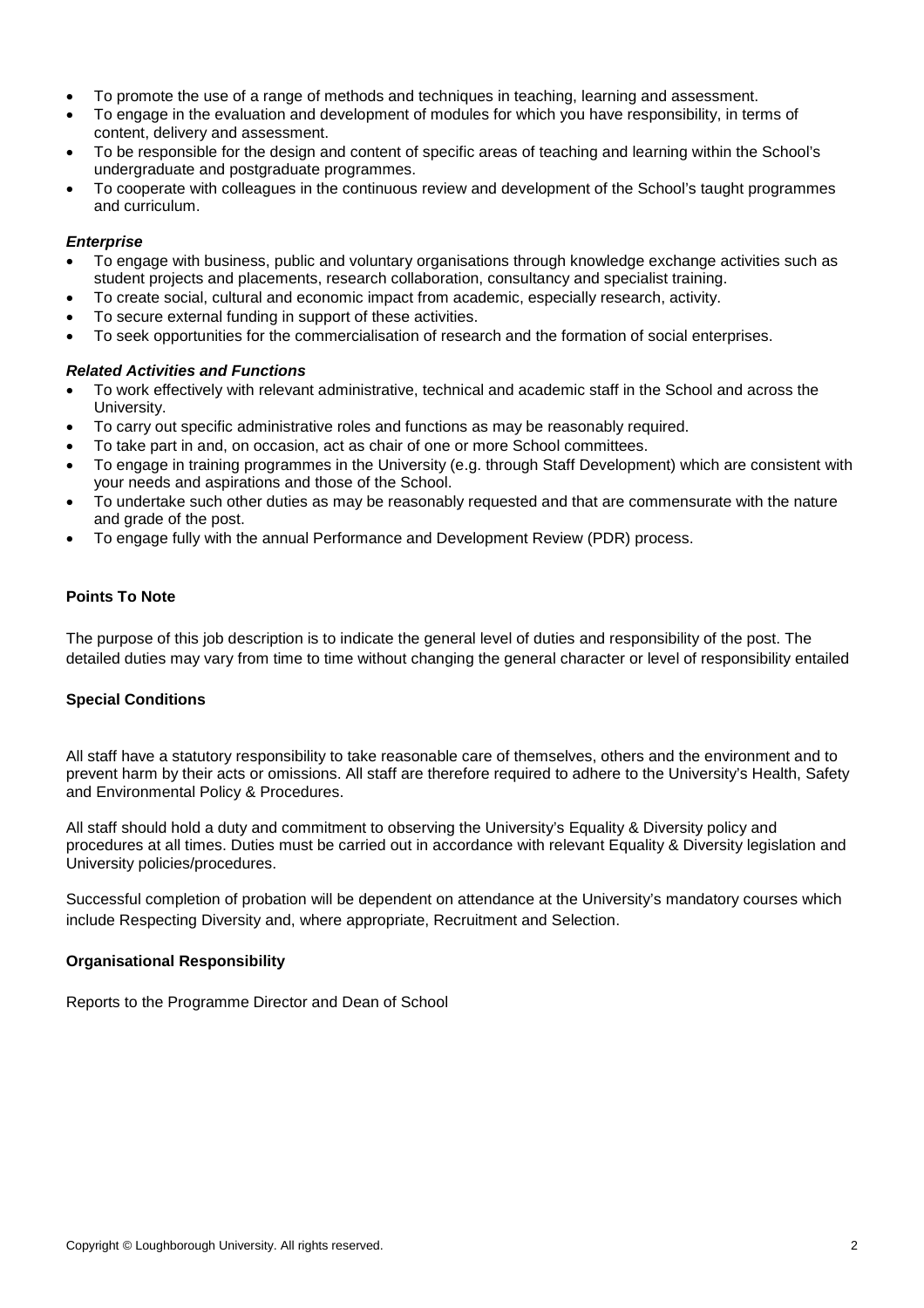- To promote the use of a range of methods and techniques in teaching, learning and assessment.
- To engage in the evaluation and development of modules for which you have responsibility, in terms of content, delivery and assessment.
- To be responsible for the design and content of specific areas of teaching and learning within the School's undergraduate and postgraduate programmes.
- To cooperate with colleagues in the continuous review and development of the School's taught programmes and curriculum.

***Enterprise***

- To engage with business, public and voluntary organisations through knowledge exchange activities such as student projects and placements, research collaboration, consultancy and specialist training.
- To create social, cultural and economic impact from academic, especially research, activity.
- To secure external funding in support of these activities.
- To seek opportunities for the commercialisation of research and the formation of social enterprises.

***Related Activities and Functions***

- To work effectively with relevant administrative, technical and academic staff in the School and across the University.
- To carry out specific administrative roles and functions as may be reasonably required.
- To take part in and, on occasion, act as chair of one or more School committees.
- To engage in training programmes in the University (e.g. through Staff Development) which are consistent with your needs and aspirations and those of the School.
- To undertake such other duties as may be reasonably requested and that are commensurate with the nature and grade of the post.
- To engage fully with the annual Performance and Development Review (PDR) process.

**Points To Note**

The purpose of this job description is to indicate the general level of duties and responsibility of the post. The detailed duties may vary from time to time without changing the general character or level of responsibility entailed

**Special Conditions**

All staff have a statutory responsibility to take reasonable care of themselves, others and the environment and to prevent harm by their acts or omissions. All staff are therefore required to adhere to the University's Health, Safety and Environmental Policy & Procedures.

All staff should hold a duty and commitment to observing the University's Equality & Diversity policy and procedures at all times. Duties must be carried out in accordance with relevant Equality & Diversity legislation and University policies/procedures.

Successful completion of probation will be dependent on attendance at the University's mandatory courses which include Respecting Diversity and, where appropriate, Recruitment and Selection.

**Organisational Responsibility**

Reports to the Programme Director and Dean of School

Copyright © Loughborough University. All rights reserved.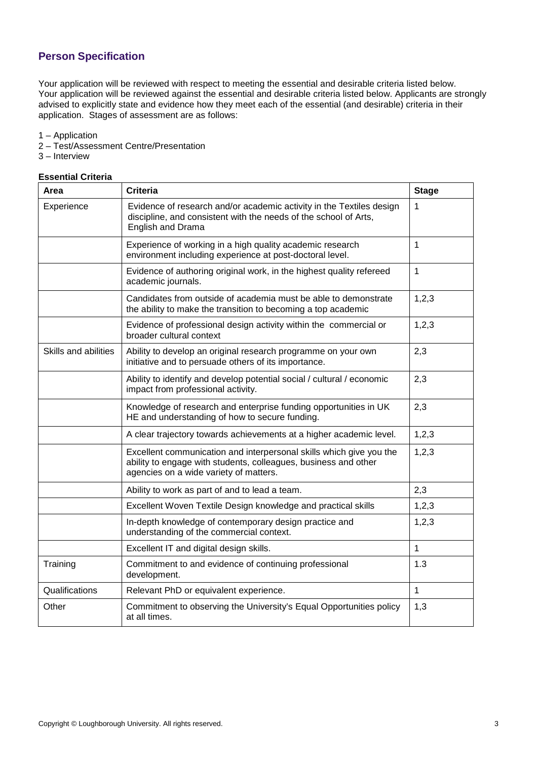## Person Specification

Your application will be reviewed with respect to meeting the essential and desirable criteria listed below. Your application will be reviewed against the essential and desirable criteria listed below. Applicants are strongly advised to explicitly state and evidence how they meet each of the essential (and desirable) criteria in their application. Stages of assessment are as follows:

1 – Application
2 – Test/Assessment Centre/Presentation
3 – Interview

**Essential Criteria**

| Area | Criteria | Stage |
|---|---|---|
| Experience | Evidence of research and/or academic activity in the Textiles design discipline, and consistent with the needs of the school of Arts, English and Drama | 1 |
| | Experience of working in a high quality academic research environment including experience at post-doctoral level. | 1 |
| | Evidence of authoring original work, in the highest quality refereed academic journals. | 1 |
| | Candidates from outside of academia must be able to demonstrate the ability to make the transition to becoming a top academic | 1,2,3 |
| | Evidence of professional design activity within the commercial or broader cultural context | 1,2,3 |
| Skills and abilities | Ability to develop an original research programme on your own initiative and to persuade others of its importance. | 2,3 |
| | Ability to identify and develop potential social / cultural / economic impact from professional activity. | 2,3 |
| | Knowledge of research and enterprise funding opportunities in UK HE and understanding of how to secure funding. | 2,3 |
| | A clear trajectory towards achievements at a higher academic level. | 1,2,3 |
| | Excellent communication and interpersonal skills which give you the ability to engage with students, colleagues, business and other agencies on a wide variety of matters. | 1,2,3 |
| | Ability to work as part of and to lead a team. | 2,3 |
| | Excellent Woven Textile Design knowledge and practical skills | 1,2,3 |
| | In-depth knowledge of contemporary design practice and understanding of the commercial context. | 1,2,3 |
| | Excellent IT and digital design skills. | 1 |
| Training | Commitment to and evidence of continuing professional development. | 1.3 |
| Qualifications | Relevant PhD or equivalent experience. | 1 |
| Other | Commitment to observing the University's Equal Opportunities policy at all times. | 1,3 |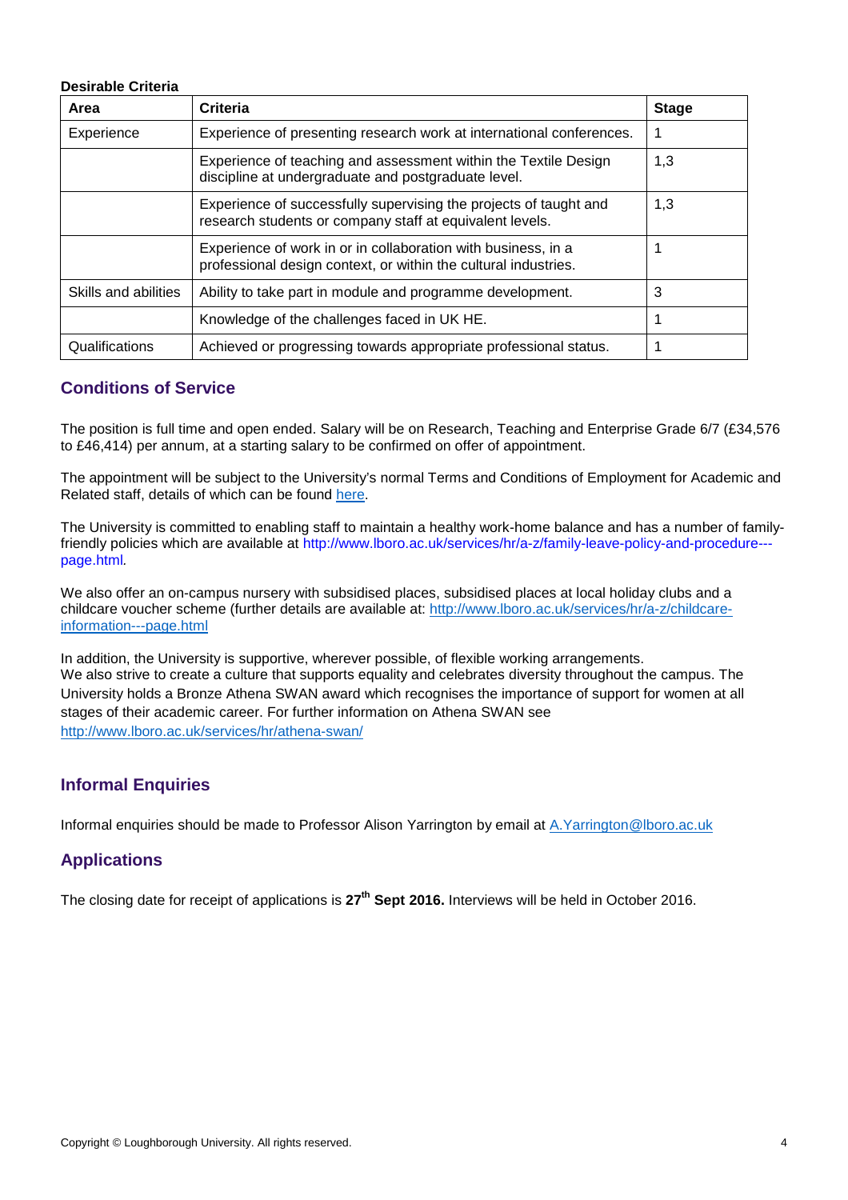**Desirable Criteria**

| Area | Criteria | Stage |
|---|---|---|
| Experience | Experience of presenting research work at international conferences. | 1 |
| | Experience of teaching and assessment within the Textile Design discipline at undergraduate and postgraduate level. | 1,3 |
| | Experience of successfully supervising the projects of taught and research students or company staff at equivalent levels. | 1,3 |
| | Experience of work in or in collaboration with business, in a professional design context, or within the cultural industries. | 1 |
| Skills and abilities | Ability to take part in module and programme development. | 3 |
| | Knowledge of the challenges faced in UK HE. | 1 |
| Qualifications | Achieved or progressing towards appropriate professional status. | 1 |

## Conditions of Service

The position is full time and open ended. Salary will be on Research, Teaching and Enterprise Grade 6/7 (£34,576 to £46,414) per annum, at a starting salary to be confirmed on offer of appointment.

The appointment will be subject to the University's normal Terms and Conditions of Employment for Academic and Related staff, details of which can be found here.

The University is committed to enabling staff to maintain a healthy work-home balance and has a number of family-friendly policies which are available at http://www.lboro.ac.uk/services/hr/a-z/family-leave-policy-and-procedure---page.html.

We also offer an on-campus nursery with subsidised places, subsidised places at local holiday clubs and a childcare voucher scheme (further details are available at: http://www.lboro.ac.uk/services/hr/a-z/childcare-information---page.html

In addition, the University is supportive, wherever possible, of flexible working arrangements.
We also strive to create a culture that supports equality and celebrates diversity throughout the campus. The University holds a Bronze Athena SWAN award which recognises the importance of support for women at all stages of their academic career. For further information on Athena SWAN see http://www.lboro.ac.uk/services/hr/athena-swan/

## Informal Enquiries

Informal enquiries should be made to Professor Alison Yarrington by email at A.Yarrington@lboro.ac.uk

## Applications

The closing date for receipt of applications is **27th Sept 2016.** Interviews will be held in October 2016.